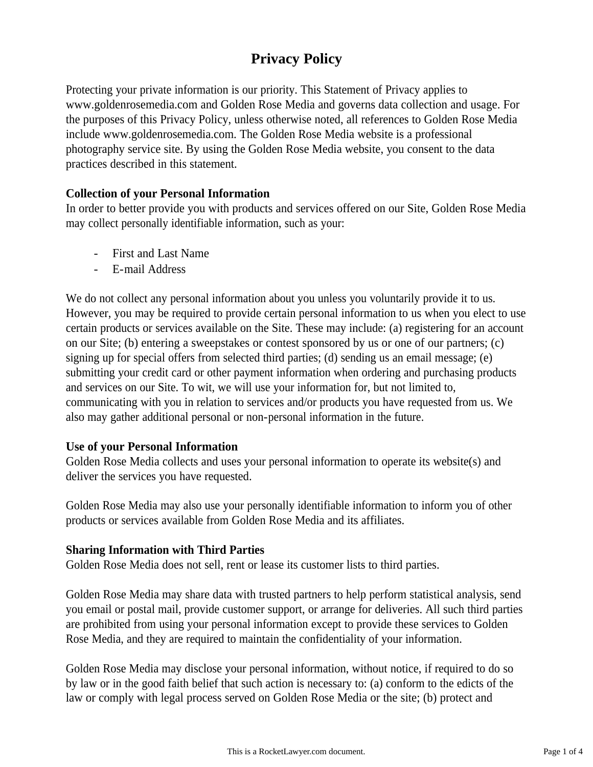# Privacy Policy

Protecting your private information is our priority. This Statement of Privacy applies to www.goldenrosemedia.com and Golden Rose Media and governs data collection and usage. For the purposes of this Privacy Policy, unless otherwise noted, all references to Golden Rose Media include www.goldenrosemedia.com. The Golden Rose Media website is a professional photography service site. By using the Golden Rose Media website, you consent to the data practices described in this statement.

**Collection of your Personal Information**

In order to better provide you with products and services offered on our Site, Golden Rose Media may collect personally identifiable information, such as your:

- First and Last Name
- E-mail Address

We do not collect any personal information about you unless you voluntarily provide it to us. However, you may be required to provide certain personal information to us when you elect to use certain products or services available on the Site. These may include: (a) registering for an account on our Site; (b) entering a sweepstakes or contest sponsored by us or one of our partners; (c) signing up for special offers from selected third parties; (d) sending us an email message; (e) submitting your credit card or other payment information when ordering and purchasing products and services on our Site. To wit, we will use your information for, but not limited to, communicating with you in relation to services and/or products you have requested from us. We also may gather additional personal or non-personal information in the future.

**Use of your Personal Information**

Golden Rose Media collects and uses your personal information to operate its website(s) and deliver the services you have requested.

Golden Rose Media may also use your personally identifiable information to inform you of other products or services available from Golden Rose Media and its affiliates.

**Sharing Information with Third Parties**

Golden Rose Media does not sell, rent or lease its customer lists to third parties.

Golden Rose Media may share data with trusted partners to help perform statistical analysis, send you email or postal mail, provide customer support, or arrange for deliveries. All such third parties are prohibited from using your personal information except to provide these services to Golden Rose Media, and they are required to maintain the confidentiality of your information.

Golden Rose Media may disclose your personal information, without notice, if required to do so by law or in the good faith belief that such action is necessary to: (a) conform to the edicts of the law or comply with legal process served on Golden Rose Media or the site; (b) protect and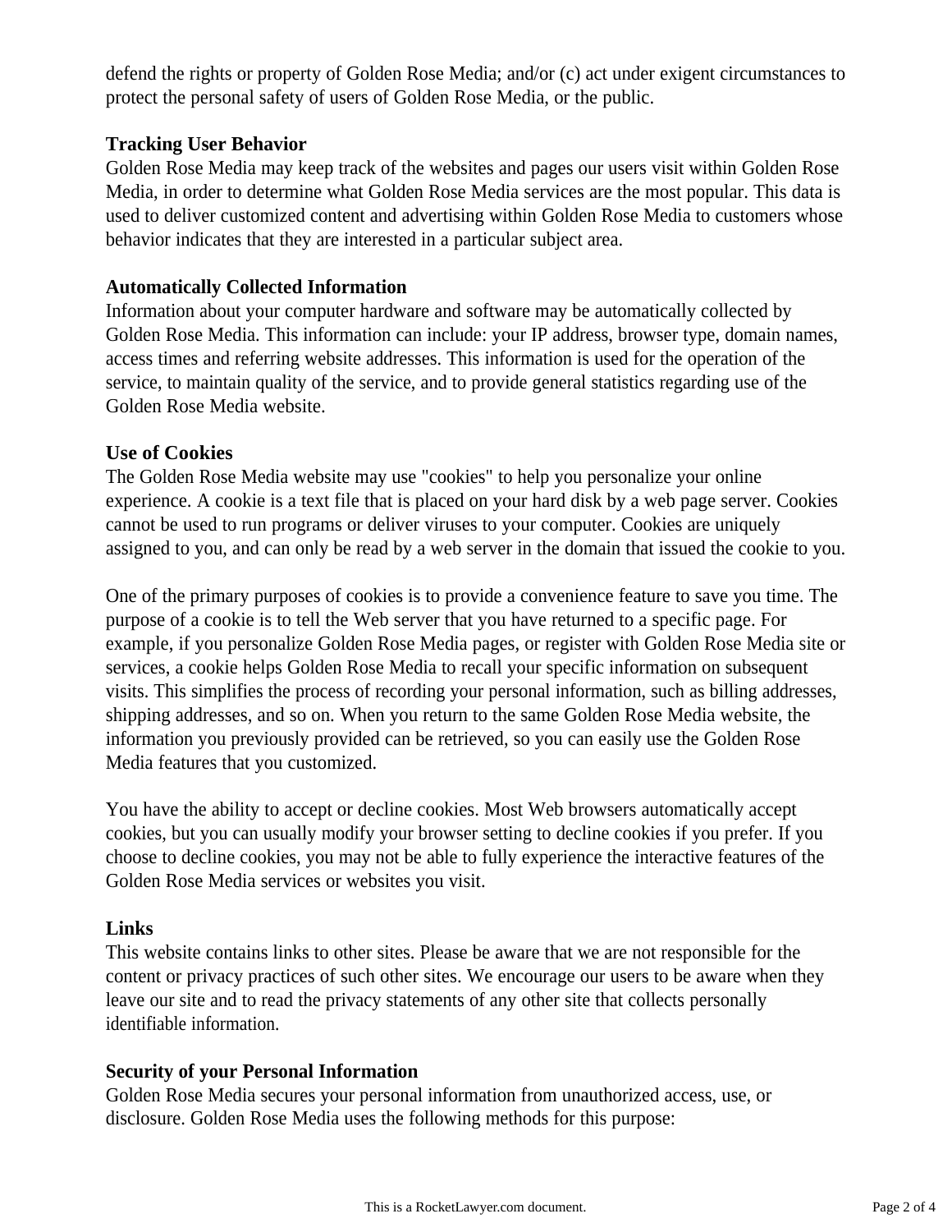defend the rights or property of Golden Rose Media; and/or (c) act under exigent circumstances to protect the personal safety of users of Golden Rose Media, or the public.

**Tracking User Behavior**

Golden Rose Media may keep track of the websites and pages our users visit within Golden Rose Media, in order to determine what Golden Rose Media services are the most popular. This data is used to deliver customized content and advertising within Golden Rose Media to customers whose behavior indicates that they are interested in a particular subject area.

**Automatically Collected Information**

Information about your computer hardware and software may be automatically collected by Golden Rose Media. This information can include: your IP address, browser type, domain names, access times and referring website addresses. This information is used for the operation of the service, to maintain quality of the service, and to provide general statistics regarding use of the Golden Rose Media website.

**Use of Cookies**

The Golden Rose Media website may use "cookies" to help you personalize your online experience. A cookie is a text file that is placed on your hard disk by a web page server. Cookies cannot be used to run programs or deliver viruses to your computer. Cookies are uniquely assigned to you, and can only be read by a web server in the domain that issued the cookie to you.

One of the primary purposes of cookies is to provide a convenience feature to save you time. The purpose of a cookie is to tell the Web server that you have returned to a specific page. For example, if you personalize Golden Rose Media pages, or register with Golden Rose Media site or services, a cookie helps Golden Rose Media to recall your specific information on subsequent visits. This simplifies the process of recording your personal information, such as billing addresses, shipping addresses, and so on. When you return to the same Golden Rose Media website, the information you previously provided can be retrieved, so you can easily use the Golden Rose Media features that you customized.

You have the ability to accept or decline cookies. Most Web browsers automatically accept cookies, but you can usually modify your browser setting to decline cookies if you prefer. If you choose to decline cookies, you may not be able to fully experience the interactive features of the Golden Rose Media services or websites you visit.

**Links**

This website contains links to other sites. Please be aware that we are not responsible for the content or privacy practices of such other sites. We encourage our users to be aware when they leave our site and to read the privacy statements of any other site that collects personally identifiable information.

**Security of your Personal Information**

Golden Rose Media secures your personal information from unauthorized access, use, or disclosure. Golden Rose Media uses the following methods for this purpose: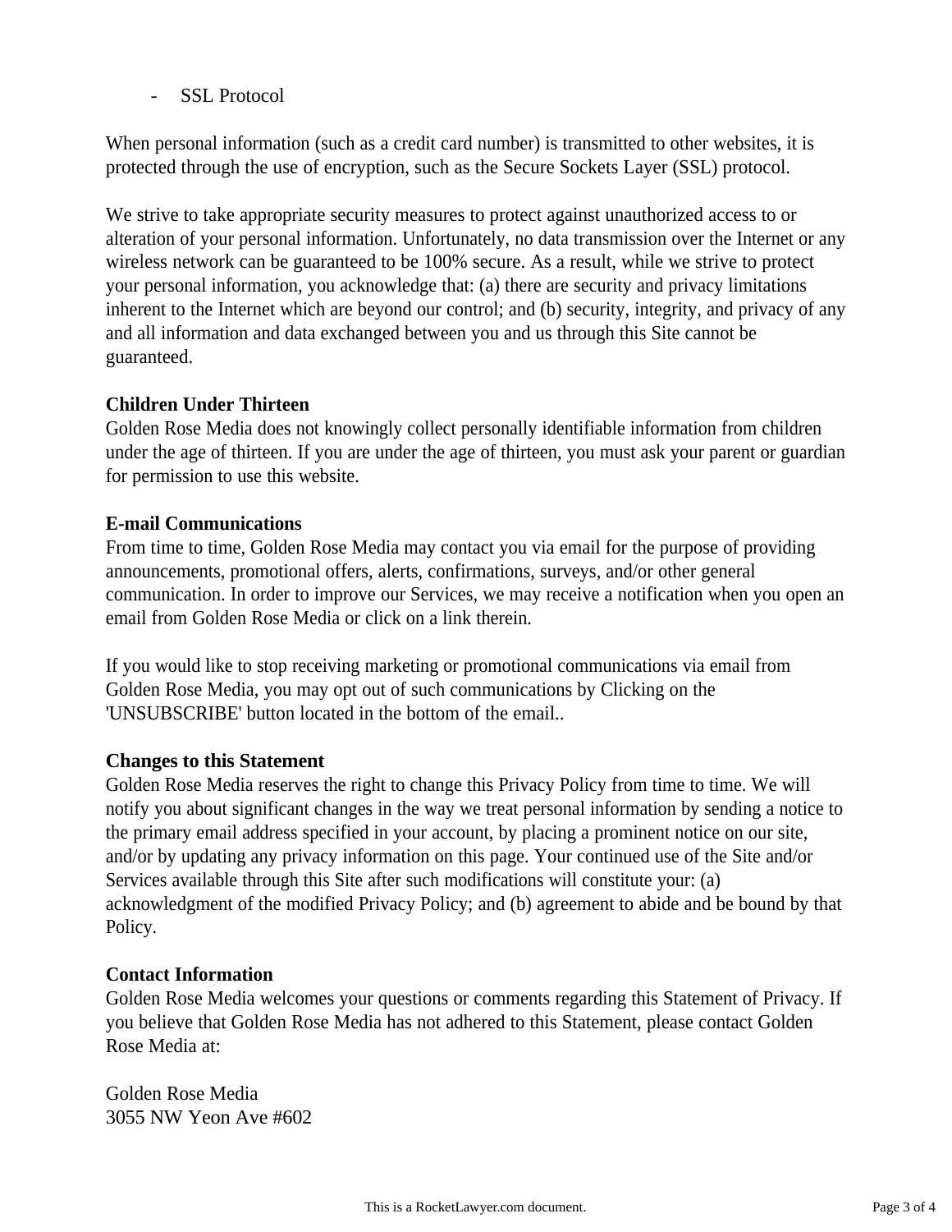- SSL Protocol

When personal information (such as a credit card number) is transmitted to other websites, it is protected through the use of encryption, such as the Secure Sockets Layer (SSL) protocol.

We strive to take appropriate security measures to protect against unauthorized access to or alteration of your personal information. Unfortunately, no data transmission over the Internet or any wireless network can be guaranteed to be 100% secure. As a result, while we strive to protect your personal information, you acknowledge that: (a) there are security and privacy limitations inherent to the Internet which are beyond our control; and (b) security, integrity, and privacy of any and all information and data exchanged between you and us through this Site cannot be guaranteed.

**Children Under Thirteen**
Golden Rose Media does not knowingly collect personally identifiable information from children under the age of thirteen. If you are under the age of thirteen, you must ask your parent or guardian for permission to use this website.

**E-mail Communications**
From time to time, Golden Rose Media may contact you via email for the purpose of providing announcements, promotional offers, alerts, confirmations, surveys, and/or other general communication. In order to improve our Services, we may receive a notification when you open an email from Golden Rose Media or click on a link therein.

If you would like to stop receiving marketing or promotional communications via email from Golden Rose Media, you may opt out of such communications by Clicking on the 'UNSUBSCRIBE' button located in the bottom of the email..

**Changes to this Statement**
Golden Rose Media reserves the right to change this Privacy Policy from time to time. We will notify you about significant changes in the way we treat personal information by sending a notice to the primary email address specified in your account, by placing a prominent notice on our site, and/or by updating any privacy information on this page. Your continued use of the Site and/or Services available through this Site after such modifications will constitute your: (a) acknowledgment of the modified Privacy Policy; and (b) agreement to abide and be bound by that Policy.

**Contact Information**
Golden Rose Media welcomes your questions or comments regarding this Statement of Privacy. If you believe that Golden Rose Media has not adhered to this Statement, please contact Golden Rose Media at:

Golden Rose Media
3055 NW Yeon Ave #602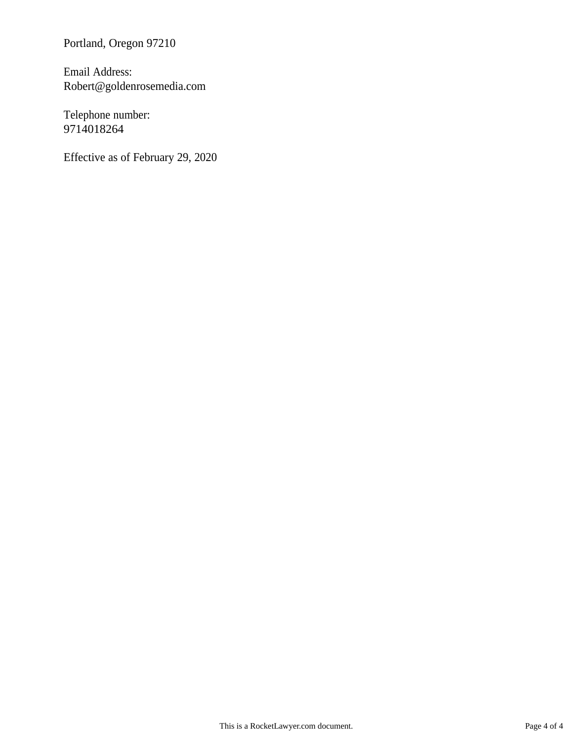Portland, Oregon 97210

Email Address:
Robert@goldenrosemedia.com

Telephone number:
9714018264

Effective as of February 29, 2020